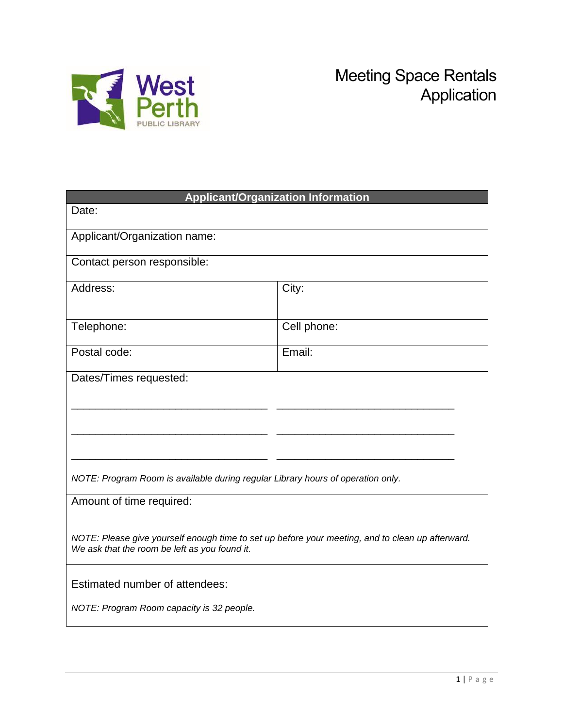West Perth PUBLIC LIBRARY

# Meeting Space Rentals Application

| Applicant/Organization Information | |
|---|---|
| Date: | |
| Applicant/Organization name: | |
| Contact person responsible: | |
| Address: | City: |
| Telephone: | Cell phone: |
| Postal code: | Email: |
| Dates/Times requested:<br><br>_________________________________ ______________________________<br><br>_________________________________ ______________________________<br><br>_________________________________ ______________________________<br><br>*NOTE: Program Room is available during regular Library hours of operation only.* | |
| Amount of time required:<br><br>*NOTE: Please give yourself enough time to set up before your meeting, and to clean up afterward. We ask that the room be left as you found it.* | |
| Estimated number of attendees:<br><br>*NOTE: Program Room capacity is 32 people.* | |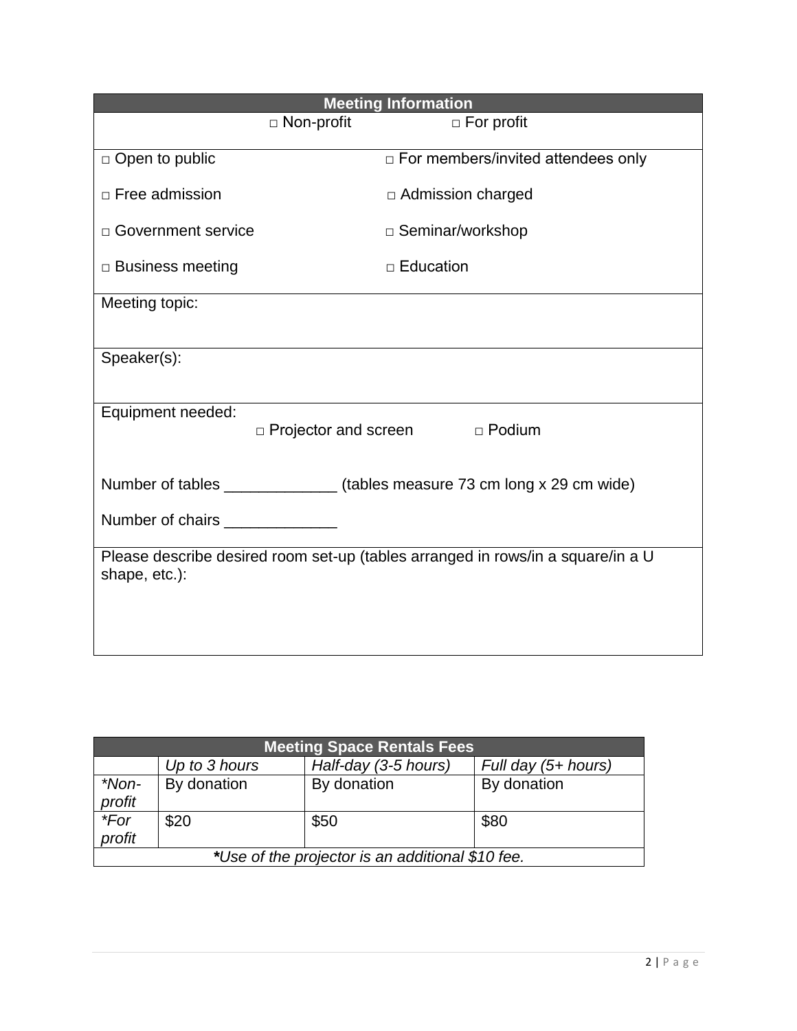| Meeting Information | |
|---|---|
| □ Non-profit | □ For profit |
| □ Open to public | □ For members/invited attendees only |
| □ Free admission | □ Admission charged |
| □ Government service | □ Seminar/workshop |
| □ Business meeting | □ Education |
| Meeting topic: | |
| Speaker(s): | |
| Equipment needed: □ Projector and screen □ Podium | |
| Number of tables _____________ (tables measure 73 cm long x 29 cm wide) | |
| Number of chairs _____________ | |
| Please describe desired room set-up (tables arranged in rows/in a square/in a U shape, etc.): | |

| Meeting Space Rentals Fees | | | |
|---|---|---|---|
| | *Up to 3 hours* | *Half-day (3-5 hours)* | *Full day (5+ hours)* |
| **Non-profit** | By donation | By donation | By donation |
| **For profit** | $20 | $50 | $80 |
| ****Use of the projector is an additional $10 fee.*** | | | |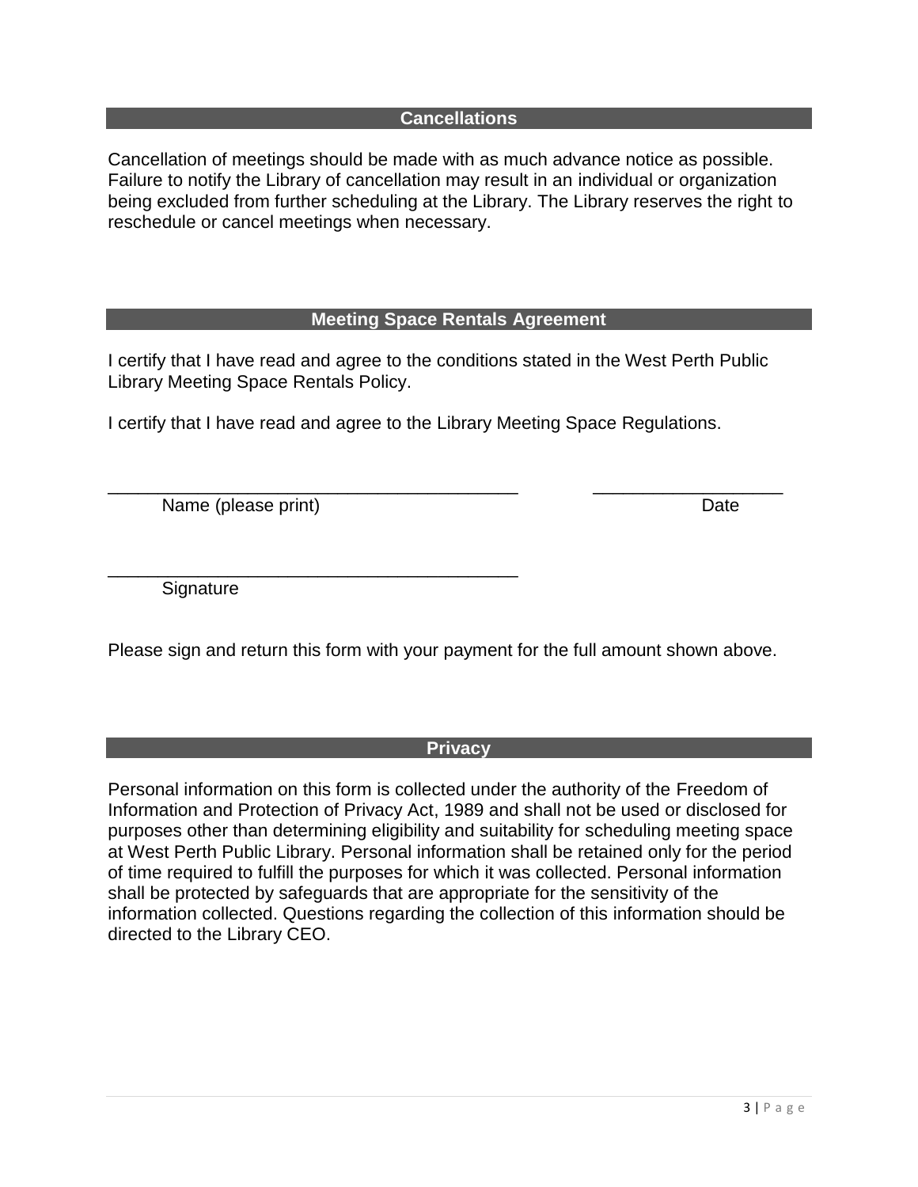## Cancellations

Cancellation of meetings should be made with as much advance notice as possible. Failure to notify the Library of cancellation may result in an individual or organization being excluded from further scheduling at the Library. The Library reserves the right to reschedule or cancel meetings when necessary.

## Meeting Space Rentals Agreement

I certify that I have read and agree to the conditions stated in the West Perth Public Library Meeting Space Rentals Policy.

I certify that I have read and agree to the Library Meeting Space Regulations.

\_\_\_\_\_\_\_\_\_\_\_\_\_\_\_\_\_\_\_\_\_\_\_\_\_\_\_\_\_\_\_\_\_\_\_\_\_\_\_\_\_\_ \_\_\_\_\_\_\_\_\_\_\_\_\_\_\_\_\_\_\_\_

Name (please print) Date

\_\_\_\_\_\_\_\_\_\_\_\_\_\_\_\_\_\_\_\_\_\_\_\_\_\_\_\_\_\_\_\_\_\_\_\_\_\_\_\_\_\_

Signature

Please sign and return this form with your payment for the full amount shown above.

## Privacy

Personal information on this form is collected under the authority of the Freedom of Information and Protection of Privacy Act, 1989 and shall not be used or disclosed for purposes other than determining eligibility and suitability for scheduling meeting space at West Perth Public Library. Personal information shall be retained only for the period of time required to fulfill the purposes for which it was collected. Personal information shall be protected by safeguards that are appropriate for the sensitivity of the information collected. Questions regarding the collection of this information should be directed to the Library CEO.